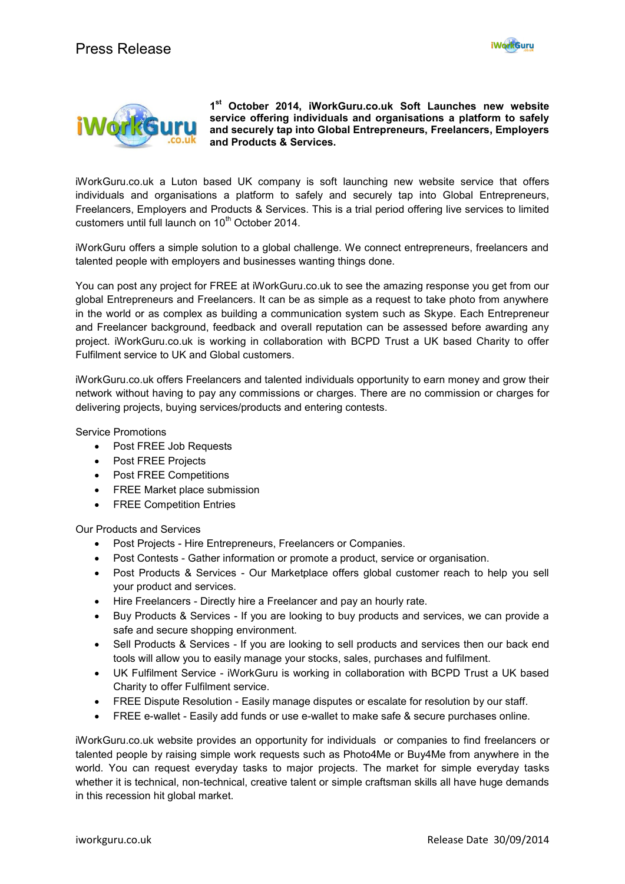# Press Release

**1st October 2014, iWorkGuru.co.uk Soft Launches new website service offering individuals and organisations a platform to safely and securely tap into Global Entrepreneurs, Freelancers, Employers and Products & Services.**

iWorkGuru.co.uk a Luton based UK company is soft launching new website service that offers individuals and organisations a platform to safely and securely tap into Global Entrepreneurs, Freelancers, Employers and Products & Services. This is a trial period offering live services to limited customers until full launch on 10th October 2014.

iWorkGuru offers a simple solution to a global challenge. We connect entrepreneurs, freelancers and talented people with employers and businesses wanting things done.

You can post any project for FREE at iWorkGuru.co.uk to see the amazing response you get from our global Entrepreneurs and Freelancers. It can be as simple as a request to take photo from anywhere in the world or as complex as building a communication system such as Skype. Each Entrepreneur and Freelancer background, feedback and overall reputation can be assessed before awarding any project. iWorkGuru.co.uk is working in collaboration with BCPD Trust a UK based Charity to offer Fulfilment service to UK and Global customers.

iWorkGuru.co.uk offers Freelancers and talented individuals opportunity to earn money and grow their network without having to pay any commissions or charges. There are no commission or charges for delivering projects, buying services/products and entering contests.

Service Promotions

- Post FREE Job Requests
- Post FREE Projects
- Post FREE Competitions
- FREE Market place submission
- FREE Competition Entries

Our Products and Services

- Post Projects - Hire Entrepreneurs, Freelancers or Companies.
- Post Contests - Gather information or promote a product, service or organisation.
- Post Products & Services - Our Marketplace offers global customer reach to help you sell your product and services.
- Hire Freelancers - Directly hire a Freelancer and pay an hourly rate.
- Buy Products & Services - If you are looking to buy products and services, we can provide a safe and secure shopping environment.
- Sell Products & Services - If you are looking to sell products and services then our back end tools will allow you to easily manage your stocks, sales, purchases and fulfilment.
- UK Fulfilment Service - iWorkGuru is working in collaboration with BCPD Trust a UK based Charity to offer Fulfilment service.
- FREE Dispute Resolution - Easily manage disputes or escalate for resolution by our staff.
- FREE e-wallet - Easily add funds or use e-wallet to make safe & secure purchases online.

iWorkGuru.co.uk website provides an opportunity for individuals or companies to find freelancers or talented people by raising simple work requests such as Photo4Me or Buy4Me from anywhere in the world. You can request everyday tasks to major projects. The market for simple everyday tasks whether it is technical, non-technical, creative talent or simple craftsman skills all have huge demands in this recession hit global market.

iworkguru.co.uk Release Date 30/09/2014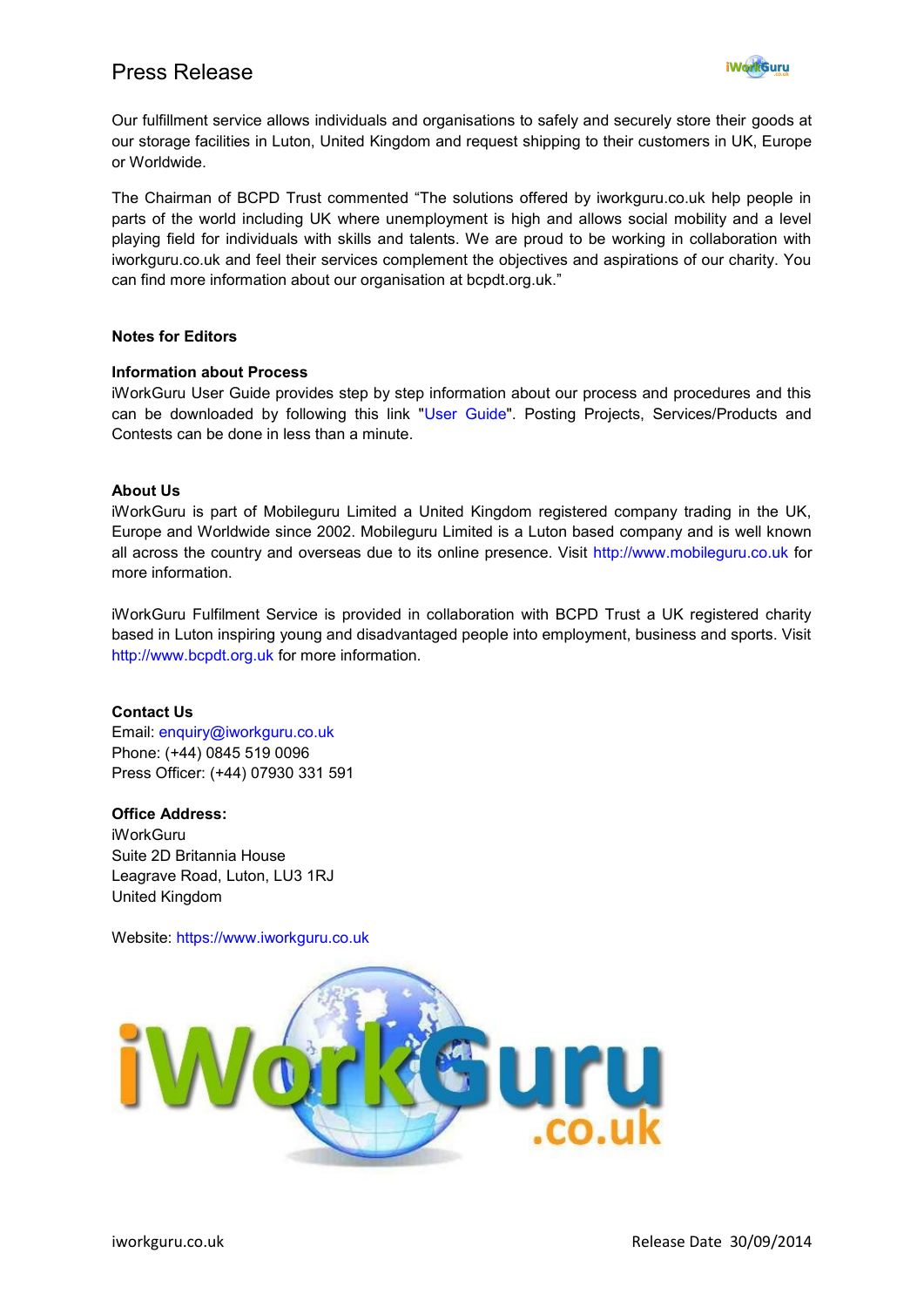Our fulfillment service allows individuals and organisations to safely and securely store their goods at our storage facilities in Luton, United Kingdom and request shipping to their customers in UK, Europe or Worldwide.

The Chairman of BCPD Trust commented "The solutions offered by iworkguru.co.uk help people in parts of the world including UK where unemployment is high and allows social mobility and a level playing field for individuals with skills and talents. We are proud to be working in collaboration with iworkguru.co.uk and feel their services complement the objectives and aspirations of our charity. You can find more information about our organisation at bcpdt.org.uk."

**Notes for Editors**

**Information about Process**
iWorkGuru User Guide provides step by step information about our process and procedures and this can be downloaded by following this link "User Guide". Posting Projects, Services/Products and Contests can be done in less than a minute.

**About Us**
iWorkGuru is part of Mobileguru Limited a United Kingdom registered company trading in the UK, Europe and Worldwide since 2002. Mobileguru Limited is a Luton based company and is well known all across the country and overseas due to its online presence. Visit http://www.mobileguru.co.uk for more information.

iWorkGuru Fulfilment Service is provided in collaboration with BCPD Trust a UK registered charity based in Luton inspiring young and disadvantaged people into employment, business and sports. Visit http://www.bcpdt.org.uk for more information.

**Contact Us**
Email: enquiry@iworkguru.co.uk
Phone: (+44) 0845 519 0096
Press Officer: (+44) 07930 331 591

**Office Address:**
iWorkGuru
Suite 2D Britannia House
Leagrave Road, Luton, LU3 1RJ
United Kingdom

Website: https://www.iworkguru.co.uk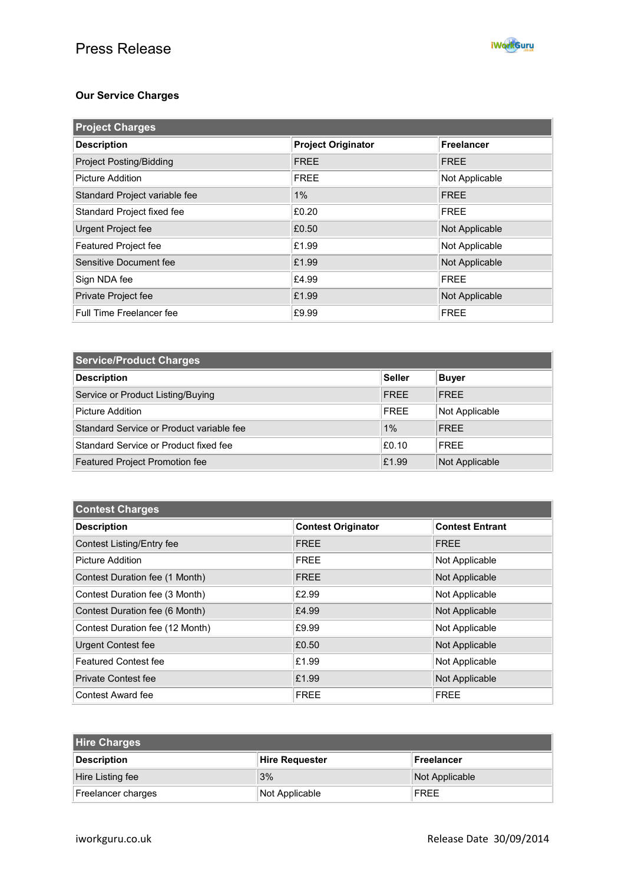## Our Service Charges

| Project Charges | | |
|---|---|---|
| **Description** | **Project Originator** | **Freelancer** |
| Project Posting/Bidding | FREE | FREE |
| Picture Addition | FREE | Not Applicable |
| Standard Project variable fee | 1% | FREE |
| Standard Project fixed fee | £0.20 | FREE |
| Urgent Project fee | £0.50 | Not Applicable |
| Featured Project fee | £1.99 | Not Applicable |
| Sensitive Document fee | £1.99 | Not Applicable |
| Sign NDA fee | £4.99 | FREE |
| Private Project fee | £1.99 | Not Applicable |
| Full Time Freelancer fee | £9.99 | FREE |

| Service/Product Charges | | |
|---|---|---|
| **Description** | **Seller** | **Buyer** |
| Service or Product Listing/Buying | FREE | FREE |
| Picture Addition | FREE | Not Applicable |
| Standard Service or Product variable fee | 1% | FREE |
| Standard Service or Product fixed fee | £0.10 | FREE |
| Featured Project Promotion fee | £1.99 | Not Applicable |

| Contest Charges | | |
|---|---|---|
| **Description** | **Contest Originator** | **Contest Entrant** |
| Contest Listing/Entry fee | FREE | FREE |
| Picture Addition | FREE | Not Applicable |
| Contest Duration fee (1 Month) | FREE | Not Applicable |
| Contest Duration fee (3 Month) | £2.99 | Not Applicable |
| Contest Duration fee (6 Month) | £4.99 | Not Applicable |
| Contest Duration fee (12 Month) | £9.99 | Not Applicable |
| Urgent Contest fee | £0.50 | Not Applicable |
| Featured Contest fee | £1.99 | Not Applicable |
| Private Contest fee | £1.99 | Not Applicable |
| Contest Award fee | FREE | FREE |

| Hire Charges | | |
|---|---|---|
| **Description** | **Hire Requester** | **Freelancer** |
| Hire Listing fee | 3% | Not Applicable |
| Freelancer charges | Not Applicable | FREE |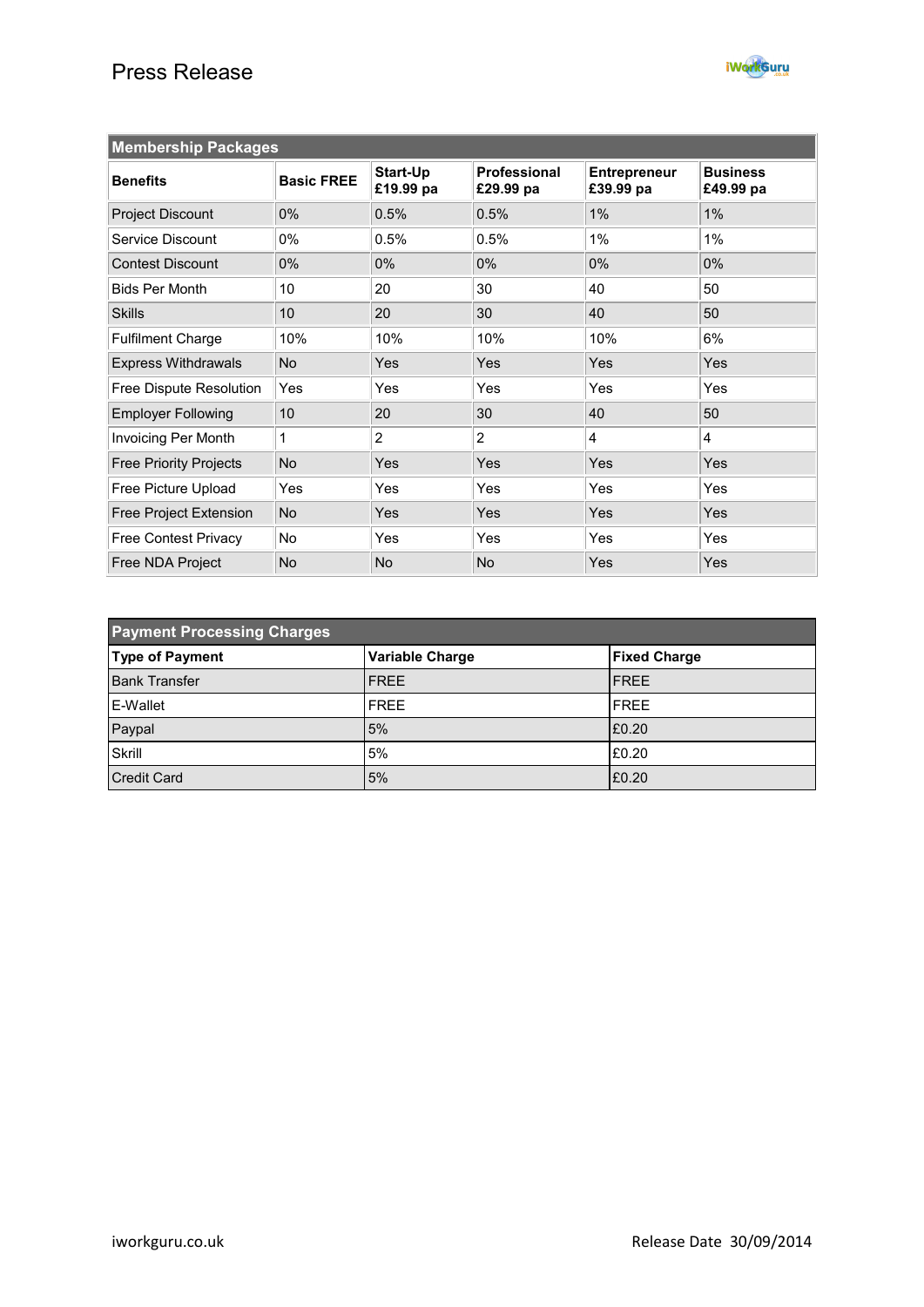| Membership Packages | | | | | |
| --- | --- | --- | --- | --- | --- |
| **Benefits** | **Basic FREE** | **Start-Up £19.99 pa** | **Professional £29.99 pa** | **Entrepreneur £39.99 pa** | **Business £49.99 pa** |
| Project Discount | 0% | 0.5% | 0.5% | 1% | 1% |
| Service Discount | 0% | 0.5% | 0.5% | 1% | 1% |
| Contest Discount | 0% | 0% | 0% | 0% | 0% |
| Bids Per Month | 10 | 20 | 30 | 40 | 50 |
| Skills | 10 | 20 | 30 | 40 | 50 |
| Fulfilment Charge | 10% | 10% | 10% | 10% | 6% |
| Express Withdrawals | No | Yes | Yes | Yes | Yes |
| Free Dispute Resolution | Yes | Yes | Yes | Yes | Yes |
| Employer Following | 10 | 20 | 30 | 40 | 50 |
| Invoicing Per Month | 1 | 2 | 2 | 4 | 4 |
| Free Priority Projects | No | Yes | Yes | Yes | Yes |
| Free Picture Upload | Yes | Yes | Yes | Yes | Yes |
| Free Project Extension | No | Yes | Yes | Yes | Yes |
| Free Contest Privacy | No | Yes | Yes | Yes | Yes |
| Free NDA Project | No | No | No | Yes | Yes |

| Payment Processing Charges | | |
| --- | --- | --- |
| **Type of Payment** | **Variable Charge** | **Fixed Charge** |
| Bank Transfer | FREE | FREE |
| E-Wallet | FREE | FREE |
| Paypal | 5% | £0.20 |
| Skrill | 5% | £0.20 |
| Credit Card | 5% | £0.20 |